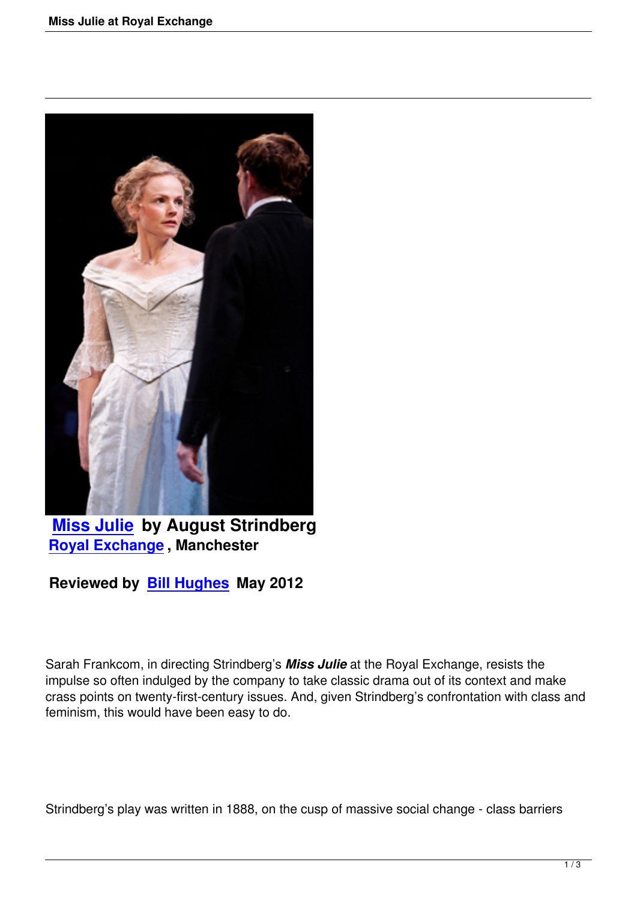**Miss Julie by August Strindberg**
**Royal Exchange, Manchester**

**Reviewed by Bill Hughes May 2012**

Sarah Frankcom, in directing Strindberg's ***Miss Julie*** at the Royal Exchange, resists the impulse so often indulged by the company to take classic drama out of its context and make crass points on twenty-first-century issues. And, given Strindberg's confrontation with class and feminism, this would have been easy to do.

Strindberg's play was written in 1888, on the cusp of massive social change - class barriers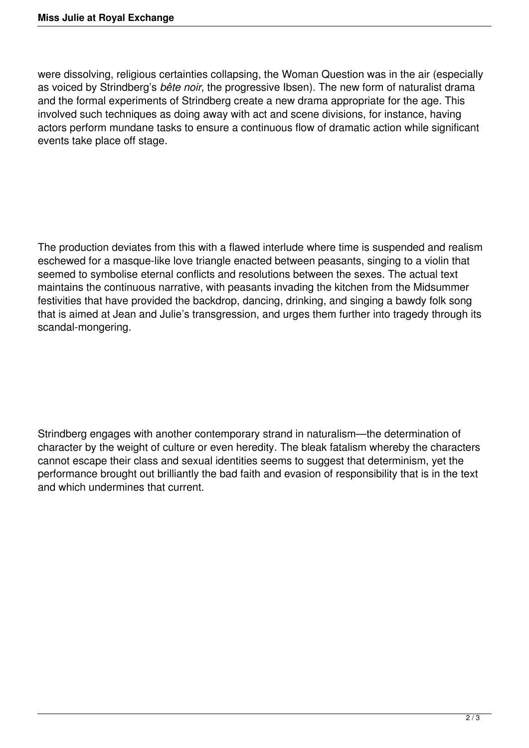were dissolving, religious certainties collapsing, the Woman Question was in the air (especially as voiced by Strindberg's *bête noir*, the progressive Ibsen). The new form of naturalist drama and the formal experiments of Strindberg create a new drama appropriate for the age. This involved such techniques as doing away with act and scene divisions, for instance, having actors perform mundane tasks to ensure a continuous flow of dramatic action while significant events take place off stage.

The production deviates from this with a flawed interlude where time is suspended and realism eschewed for a masque-like love triangle enacted between peasants, singing to a violin that seemed to symbolise eternal conflicts and resolutions between the sexes. The actual text maintains the continuous narrative, with peasants invading the kitchen from the Midsummer festivities that have provided the backdrop, dancing, drinking, and singing a bawdy folk song that is aimed at Jean and Julie's transgression, and urges them further into tragedy through its scandal-mongering.

Strindberg engages with another contemporary strand in naturalism—the determination of character by the weight of culture or even heredity. The bleak fatalism whereby the characters cannot escape their class and sexual identities seems to suggest that determinism, yet the performance brought out brilliantly the bad faith and evasion of responsibility that is in the text and which undermines that current.